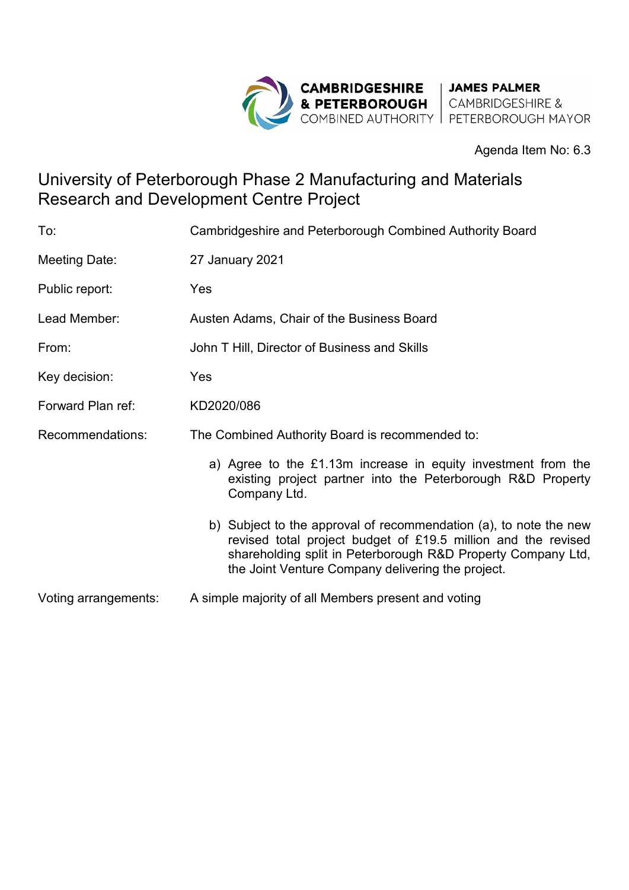CAMBRIDGESHIRE & PETERBOROUGH COMBINED AUTHORITY | JAMES PALMER CAMBRIDGESHIRE & PETERBOROUGH MAYOR

Agenda Item No: 6.3

# University of Peterborough Phase 2 Manufacturing and Materials Research and Development Centre Project

| | |
|---|---|
| To: | Cambridgeshire and Peterborough Combined Authority Board |
| Meeting Date: | 27 January 2021 |
| Public report: | Yes |
| Lead Member: | Austen Adams, Chair of the Business Board |
| From: | John T Hill, Director of Business and Skills |
| Key decision: | Yes |
| Forward Plan ref: | KD2020/086 |
| Recommendations: | The Combined Authority Board is recommended to:<br><br>a) Agree to the £1.13m increase in equity investment from the existing project partner into the Peterborough R&D Property Company Ltd.<br><br>b) Subject to the approval of recommendation (a), to note the new revised total project budget of £19.5 million and the revised shareholding split in Peterborough R&D Property Company Ltd, the Joint Venture Company delivering the project. |
| Voting arrangements: | A simple majority of all Members present and voting |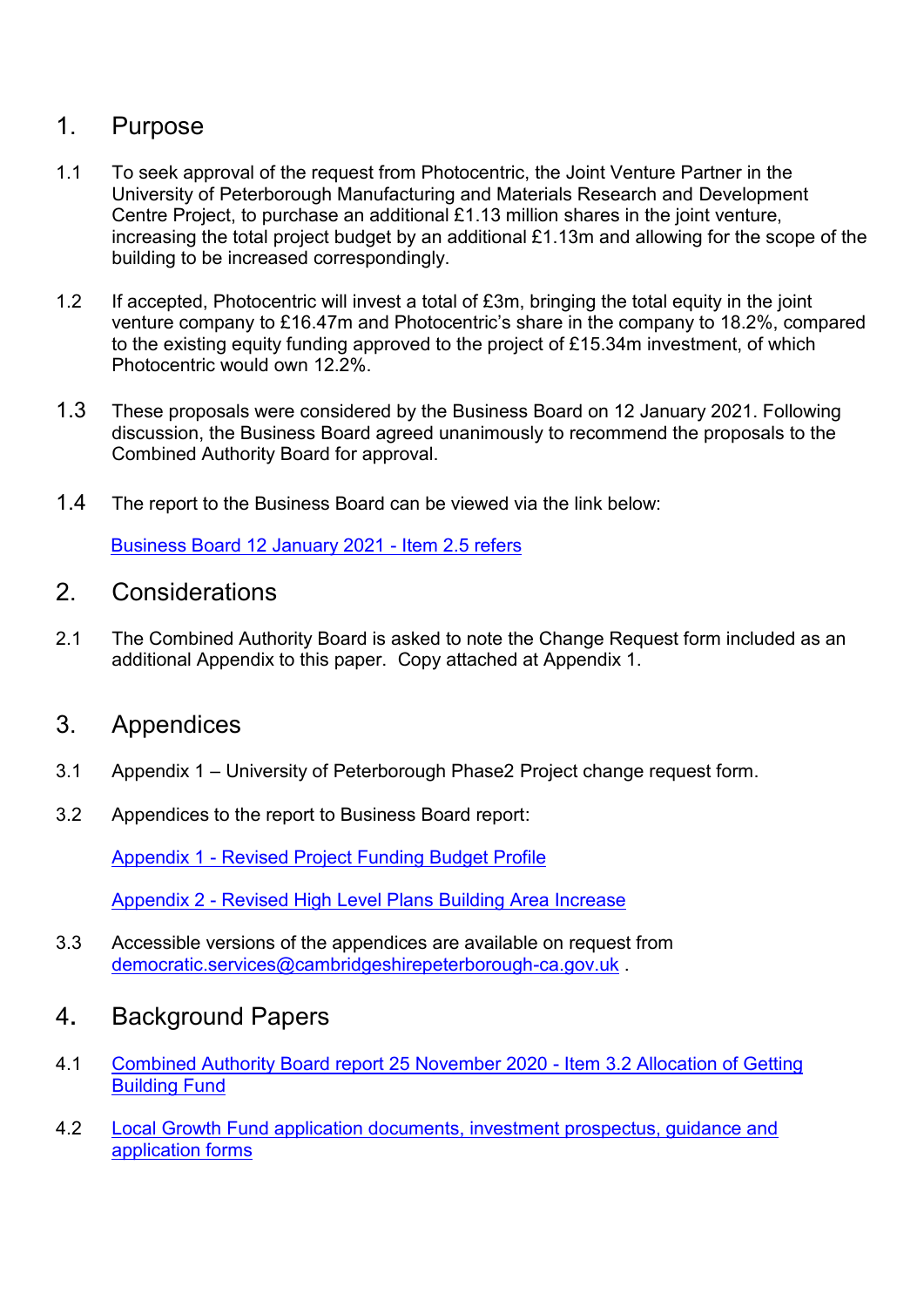## 1. Purpose

1.1 To seek approval of the request from Photocentric, the Joint Venture Partner in the University of Peterborough Manufacturing and Materials Research and Development Centre Project, to purchase an additional £1.13 million shares in the joint venture, increasing the total project budget by an additional £1.13m and allowing for the scope of the building to be increased correspondingly.

1.2 If accepted, Photocentric will invest a total of £3m, bringing the total equity in the joint venture company to £16.47m and Photocentric's share in the company to 18.2%, compared to the existing equity funding approved to the project of £15.34m investment, of which Photocentric would own 12.2%.

1.3 These proposals were considered by the Business Board on 12 January 2021. Following discussion, the Business Board agreed unanimously to recommend the proposals to the Combined Authority Board for approval.

1.4 The report to the Business Board can be viewed via the link below:

Business Board 12 January 2021 - Item 2.5 refers

## 2. Considerations

2.1 The Combined Authority Board is asked to note the Change Request form included as an additional Appendix to this paper. Copy attached at Appendix 1.

## 3. Appendices

3.1 Appendix 1 – University of Peterborough Phase2 Project change request form.

3.2 Appendices to the report to Business Board report:

Appendix 1 - Revised Project Funding Budget Profile

Appendix 2 - Revised High Level Plans Building Area Increase

3.3 Accessible versions of the appendices are available on request from democratic.services@cambridgeshirepeterborough-ca.gov.uk .

## 4. Background Papers

4.1 Combined Authority Board report 25 November 2020 - Item 3.2 Allocation of Getting Building Fund

4.2 Local Growth Fund application documents, investment prospectus, guidance and application forms